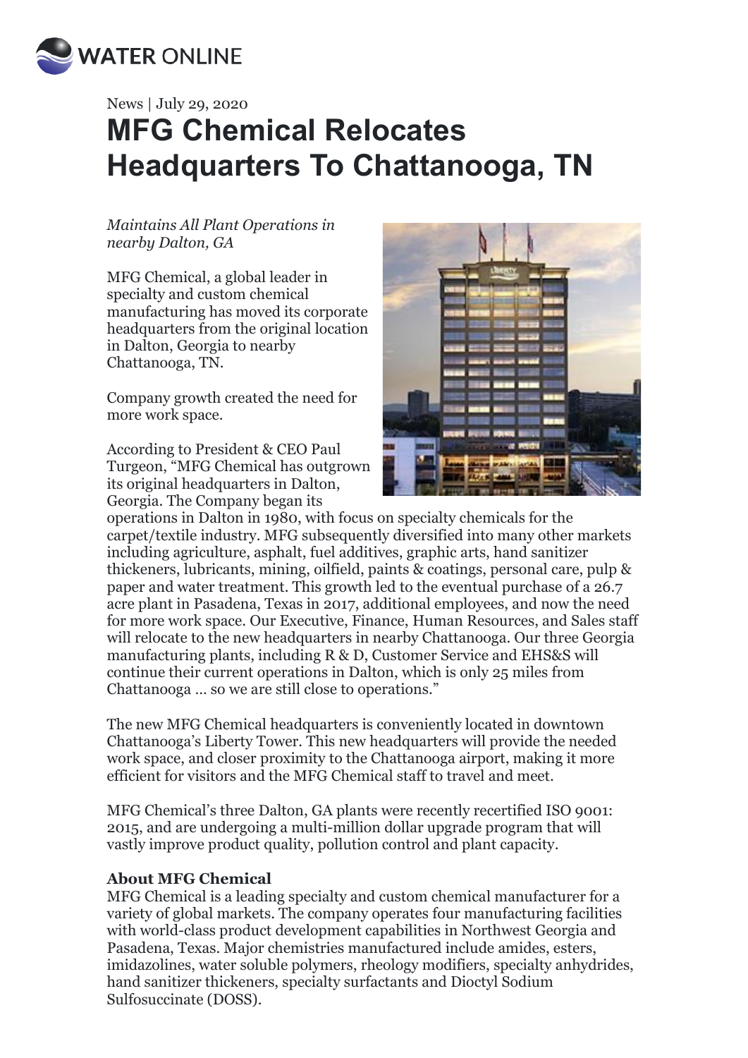News | July 29, 2020

# MFG Chemical Relocates Headquarters To Chattanooga, TN

*Maintains All Plant Operations in nearby Dalton, GA*

MFG Chemical, a global leader in specialty and custom chemical manufacturing has moved its corporate headquarters from the original location in Dalton, Georgia to nearby Chattanooga, TN.

Company growth created the need for more work space.

According to President & CEO Paul Turgeon, "MFG Chemical has outgrown its original headquarters in Dalton, Georgia. The Company began its operations in Dalton in 1980, with focus on specialty chemicals for the carpet/textile industry. MFG subsequently diversified into many other markets including agriculture, asphalt, fuel additives, graphic arts, hand sanitizer thickeners, lubricants, mining, oilfield, paints & coatings, personal care, pulp & paper and water treatment. This growth led to the eventual purchase of a 26.7 acre plant in Pasadena, Texas in 2017, additional employees, and now the need for more work space. Our Executive, Finance, Human Resources, and Sales staff will relocate to the new headquarters in nearby Chattanooga. Our three Georgia manufacturing plants, including R & D, Customer Service and EHS&S will continue their current operations in Dalton, which is only 25 miles from Chattanooga ... so we are still close to operations."

The new MFG Chemical headquarters is conveniently located in downtown Chattanooga's Liberty Tower. This new headquarters will provide the needed work space, and closer proximity to the Chattanooga airport, making it more efficient for visitors and the MFG Chemical staff to travel and meet.

MFG Chemical's three Dalton, GA plants were recently recertified ISO 9001: 2015, and are undergoing a multi-million dollar upgrade program that will vastly improve product quality, pollution control and plant capacity.

**About MFG Chemical**

MFG Chemical is a leading specialty and custom chemical manufacturer for a variety of global markets. The company operates four manufacturing facilities with world-class product development capabilities in Northwest Georgia and Pasadena, Texas. Major chemistries manufactured include amides, esters, imidazolines, water soluble polymers, rheology modifiers, specialty anhydrides, hand sanitizer thickeners, specialty surfactants and Dioctyl Sodium Sulfosuccinate (DOSS).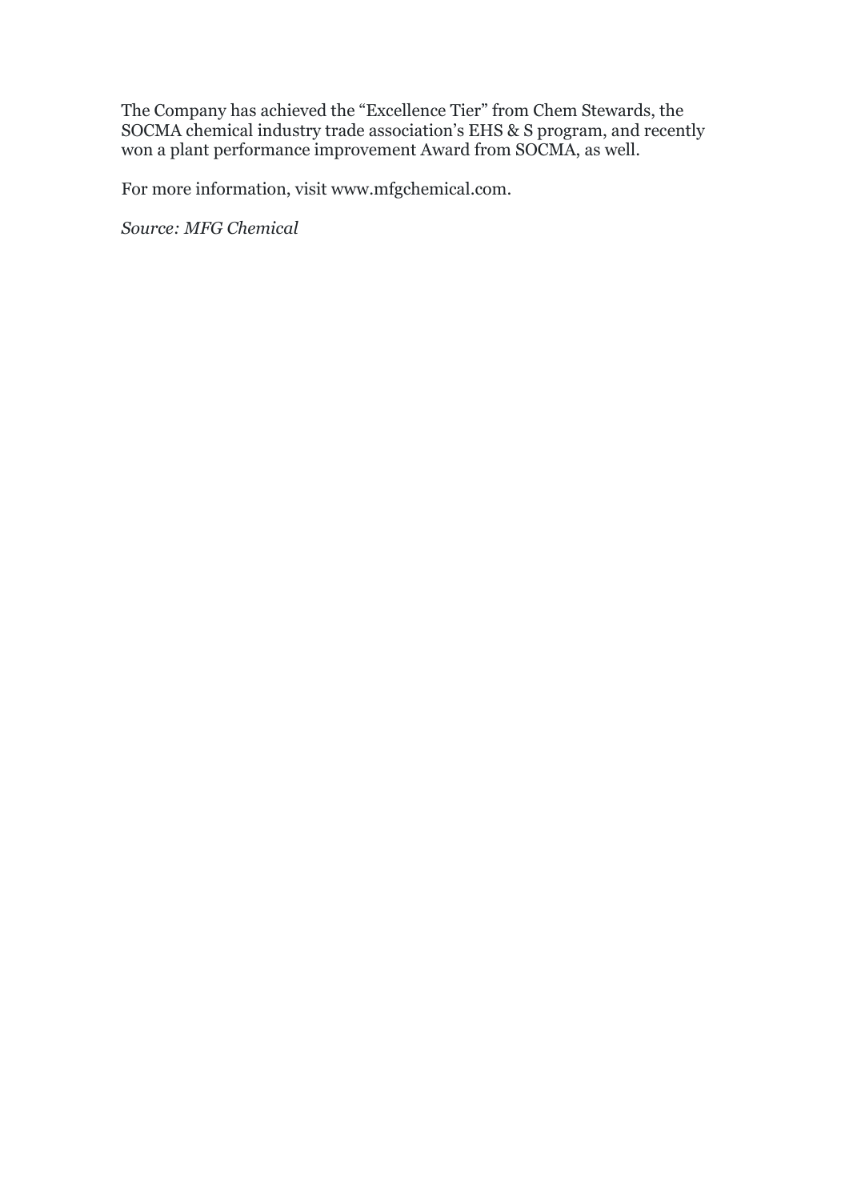The Company has achieved the "Excellence Tier" from Chem Stewards, the SOCMA chemical industry trade association's EHS & S program, and recently won a plant performance improvement Award from SOCMA, as well.

For more information, visit www.mfgchemical.com.

*Source: MFG Chemical*